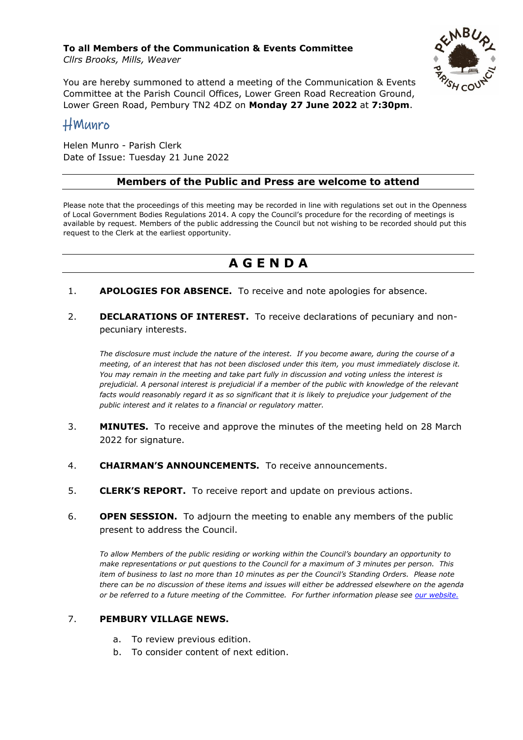**To all Members of the Communication & Events Committee**
*Cllrs Brooks, Mills, Weaver*

You are hereby summoned to attend a meeting of the Communication & Events Committee at the Parish Council Offices, Lower Green Road Recreation Ground, Lower Green Road, Pembury TN2 4DZ on **Monday 27 June 2022** at **7:30pm**.

HMunro

Helen Munro - Parish Clerk
Date of Issue: Tuesday 21 June 2022

## Members of the Public and Press are welcome to attend

Please note that the proceedings of this meeting may be recorded in line with regulations set out in the Openness of Local Government Bodies Regulations 2014. A copy the Council's procedure for the recording of meetings is available by request. Members of the public addressing the Council but not wishing to be recorded should put this request to the Clerk at the earliest opportunity.

# A G E N D A

1. **APOLOGIES FOR ABSENCE.** To receive and note apologies for absence.

2. **DECLARATIONS OF INTEREST.** To receive declarations of pecuniary and non-pecuniary interests.

   *The disclosure must include the nature of the interest. If you become aware, during the course of a meeting, of an interest that has not been disclosed under this item, you must immediately disclose it. You may remain in the meeting and take part fully in discussion and voting unless the interest is prejudicial. A personal interest is prejudicial if a member of the public with knowledge of the relevant facts would reasonably regard it as so significant that it is likely to prejudice your judgement of the public interest and it relates to a financial or regulatory matter.*

3. **MINUTES.** To receive and approve the minutes of the meeting held on 28 March 2022 for signature.

4. **CHAIRMAN'S ANNOUNCEMENTS.** To receive announcements.

5. **CLERK'S REPORT.** To receive report and update on previous actions.

6. **OPEN SESSION.** To adjourn the meeting to enable any members of the public present to address the Council.

   *To allow Members of the public residing or working within the Council's boundary an opportunity to make representations or put questions to the Council for a maximum of 3 minutes per person. This item of business to last no more than 10 minutes as per the Council's Standing Orders. Please note there can be no discussion of these items and issues will either be addressed elsewhere on the agenda or be referred to a future meeting of the Committee. For further information please see our website.*

7. **PEMBURY VILLAGE NEWS.**

   a. To review previous edition.
   b. To consider content of next edition.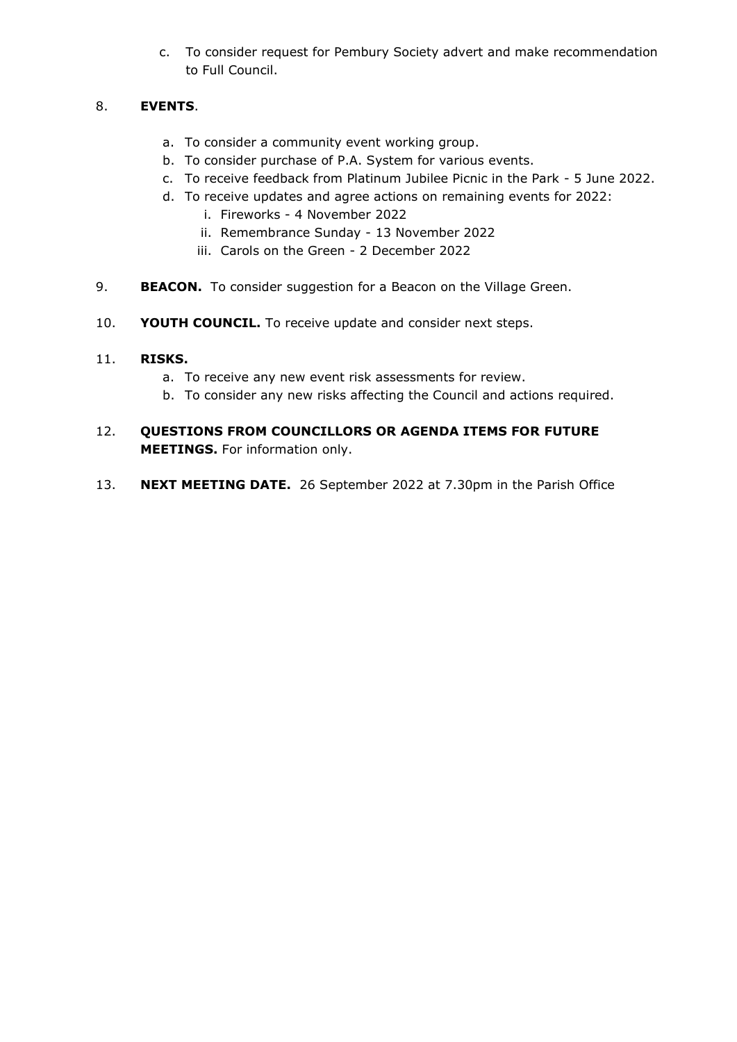c. To consider request for Pembury Society advert and make recommendation to Full Council.

8. **EVENTS**.

   a. To consider a community event working group.
   b. To consider purchase of P.A. System for various events.
   c. To receive feedback from Platinum Jubilee Picnic in the Park - 5 June 2022.
   d. To receive updates and agree actions on remaining events for 2022:
      i. Fireworks - 4 November 2022
      ii. Remembrance Sunday - 13 November 2022
      iii. Carols on the Green - 2 December 2022

9. **BEACON.** To consider suggestion for a Beacon on the Village Green.

10. **YOUTH COUNCIL.** To receive update and consider next steps.

11. **RISKS.**
   a. To receive any new event risk assessments for review.
   b. To consider any new risks affecting the Council and actions required.

12. **QUESTIONS FROM COUNCILLORS OR AGENDA ITEMS FOR FUTURE MEETINGS.** For information only.

13. **NEXT MEETING DATE.** 26 September 2022 at 7.30pm in the Parish Office